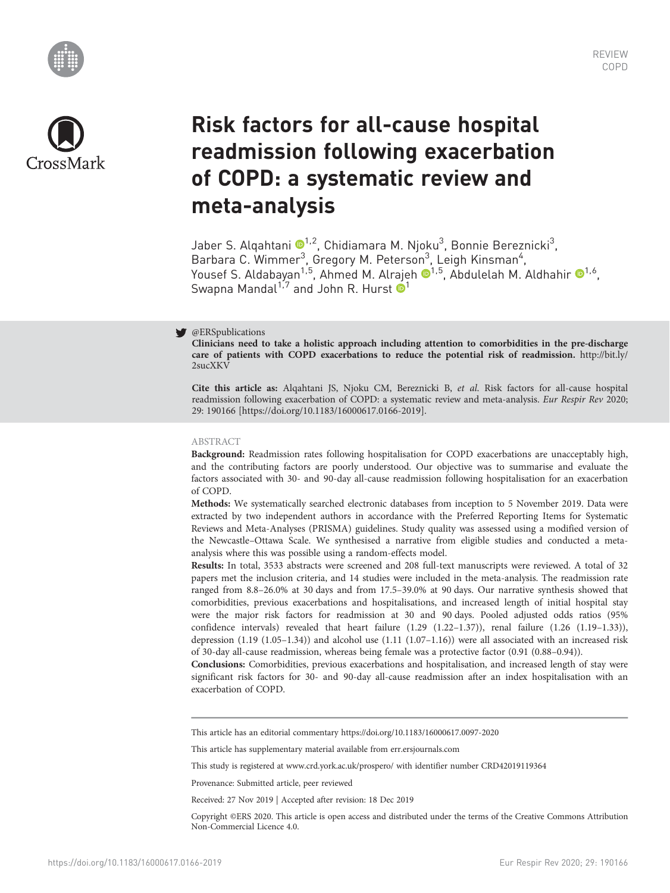REVIEW
COPD

# Risk factors for all-cause hospital readmission following exacerbation of COPD: a systematic review and meta-analysis

Jaber S. Alqahtani[1,2], Chidiamara M. Njoku[3], Bonnie Bereznicki[3], Barbara C. Wimmer[3], Gregory M. Peterson[3], Leigh Kinsman[4], Yousef S. Aldabayan[1,5], Ahmed M. Alrajeh[1,5], Abdulelah M. Aldhahir[1,6], Swapna Mandal[1,7] and John R. Hurst[1]

@ERSpublications
**Clinicians need to take a holistic approach including attention to comorbidities in the pre-discharge care of patients with COPD exacerbations to reduce the potential risk of readmission.** http://bit.ly/2sucXKV

**Cite this article as:** Alqahtani JS, Njoku CM, Bereznicki B, *et al.* Risk factors for all-cause hospital readmission following exacerbation of COPD: a systematic review and meta-analysis. *Eur Respir Rev* 2020; 29: 190166 [https://doi.org/10.1183/16000617.0166-2019].

## ABSTRACT

**Background:** Readmission rates following hospitalisation for COPD exacerbations are unacceptably high, and the contributing factors are poorly understood. Our objective was to summarise and evaluate the factors associated with 30- and 90-day all-cause readmission following hospitalisation for an exacerbation of COPD.

**Methods:** We systematically searched electronic databases from inception to 5 November 2019. Data were extracted by two independent authors in accordance with the Preferred Reporting Items for Systematic Reviews and Meta-Analyses (PRISMA) guidelines. Study quality was assessed using a modified version of the Newcastle–Ottawa Scale. We synthesised a narrative from eligible studies and conducted a meta-analysis where this was possible using a random-effects model.

**Results:** In total, 3533 abstracts were screened and 208 full-text manuscripts were reviewed. A total of 32 papers met the inclusion criteria, and 14 studies were included in the meta-analysis. The readmission rate ranged from 8.8–26.0% at 30 days and from 17.5–39.0% at 90 days. Our narrative synthesis showed that comorbidities, previous exacerbations and hospitalisations, and increased length of initial hospital stay were the major risk factors for readmission at 30 and 90 days. Pooled adjusted odds ratios (95% confidence intervals) revealed that heart failure (1.29 (1.22–1.37)), renal failure (1.26 (1.19–1.33)), depression (1.19 (1.05–1.34)) and alcohol use (1.11 (1.07–1.16)) were all associated with an increased risk of 30-day all-cause readmission, whereas being female was a protective factor (0.91 (0.88–0.94)).

**Conclusions:** Comorbidities, previous exacerbations and hospitalisation, and increased length of stay were significant risk factors for 30- and 90-day all-cause readmission after an index hospitalisation with an exacerbation of COPD.

This article has an editorial commentary https://doi.org/10.1183/16000617.0097-2020

This article has supplementary material available from err.ersjournals.com

This study is registered at www.crd.york.ac.uk/prospero/ with identifier number CRD42019119364

Provenance: Submitted article, peer reviewed

Received: 27 Nov 2019 | Accepted after revision: 18 Dec 2019

Copyright ©ERS 2020. This article is open access and distributed under the terms of the Creative Commons Attribution Non-Commercial Licence 4.0.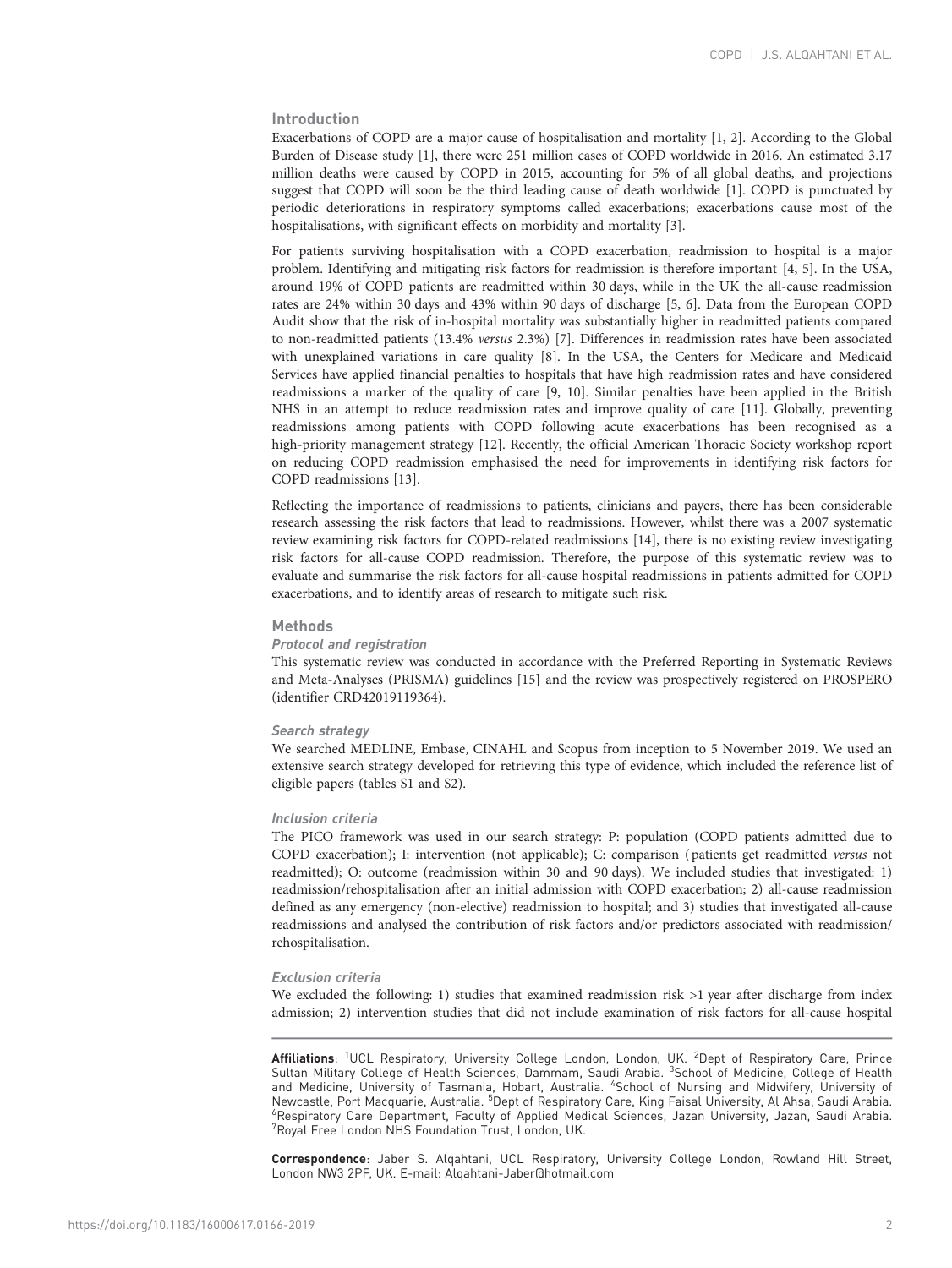## Introduction

Exacerbations of COPD are a major cause of hospitalisation and mortality [1, 2]. According to the Global Burden of Disease study [1], there were 251 million cases of COPD worldwide in 2016. An estimated 3.17 million deaths were caused by COPD in 2015, accounting for 5% of all global deaths, and projections suggest that COPD will soon be the third leading cause of death worldwide [1]. COPD is punctuated by periodic deteriorations in respiratory symptoms called exacerbations; exacerbations cause most of the hospitalisations, with significant effects on morbidity and mortality [3].

For patients surviving hospitalisation with a COPD exacerbation, readmission to hospital is a major problem. Identifying and mitigating risk factors for readmission is therefore important [4, 5]. In the USA, around 19% of COPD patients are readmitted within 30 days, while in the UK the all-cause readmission rates are 24% within 30 days and 43% within 90 days of discharge [5, 6]. Data from the European COPD Audit show that the risk of in-hospital mortality was substantially higher in readmitted patients compared to non-readmitted patients (13.4% *versus* 2.3%) [7]. Differences in readmission rates have been associated with unexplained variations in care quality [8]. In the USA, the Centers for Medicare and Medicaid Services have applied financial penalties to hospitals that have high readmission rates and have considered readmissions a marker of the quality of care [9, 10]. Similar penalties have been applied in the British NHS in an attempt to reduce readmission rates and improve quality of care [11]. Globally, preventing readmissions among patients with COPD following acute exacerbations has been recognised as a high-priority management strategy [12]. Recently, the official American Thoracic Society workshop report on reducing COPD readmission emphasised the need for improvements in identifying risk factors for COPD readmissions [13].

Reflecting the importance of readmissions to patients, clinicians and payers, there has been considerable research assessing the risk factors that lead to readmissions. However, whilst there was a 2007 systematic review examining risk factors for COPD-related readmissions [14], there is no existing review investigating risk factors for all-cause COPD readmission. Therefore, the purpose of this systematic review was to evaluate and summarise the risk factors for all-cause hospital readmissions in patients admitted for COPD exacerbations, and to identify areas of research to mitigate such risk.

## Methods

### Protocol and registration

This systematic review was conducted in accordance with the Preferred Reporting in Systematic Reviews and Meta-Analyses (PRISMA) guidelines [15] and the review was prospectively registered on PROSPERO (identifier CRD42019119364).

### Search strategy

We searched MEDLINE, Embase, CINAHL and Scopus from inception to 5 November 2019. We used an extensive search strategy developed for retrieving this type of evidence, which included the reference list of eligible papers (tables S1 and S2).

### Inclusion criteria

The PICO framework was used in our search strategy: P: population (COPD patients admitted due to COPD exacerbation); I: intervention (not applicable); C: comparison (patients get readmitted *versus* not readmitted); O: outcome (readmission within 30 and 90 days). We included studies that investigated: 1) readmission/rehospitalisation after an initial admission with COPD exacerbation; 2) all-cause readmission defined as any emergency (non-elective) readmission to hospital; and 3) studies that investigated all-cause readmissions and analysed the contribution of risk factors and/or predictors associated with readmission/rehospitalisation.

### Exclusion criteria

We excluded the following: 1) studies that examined readmission risk >1 year after discharge from index admission; 2) intervention studies that did not include examination of risk factors for all-cause hospital

---

**Affiliations**: [1]UCL Respiratory, University College London, London, UK. [2]Dept of Respiratory Care, Prince Sultan Military College of Health Sciences, Dammam, Saudi Arabia. [3]School of Medicine, College of Health and Medicine, University of Tasmania, Hobart, Australia. [4]School of Nursing and Midwifery, University of Newcastle, Port Macquarie, Australia. [5]Dept of Respiratory Care, King Faisal University, Al Ahsa, Saudi Arabia. [6]Respiratory Care Department, Faculty of Applied Medical Sciences, Jazan University, Jazan, Saudi Arabia. [7]Royal Free London NHS Foundation Trust, London, UK.

**Correspondence**: Jaber S. Alqahtani, UCL Respiratory, University College London, Rowland Hill Street, London NW3 2PF, UK. E-mail: Alqahtani-Jaber@hotmail.com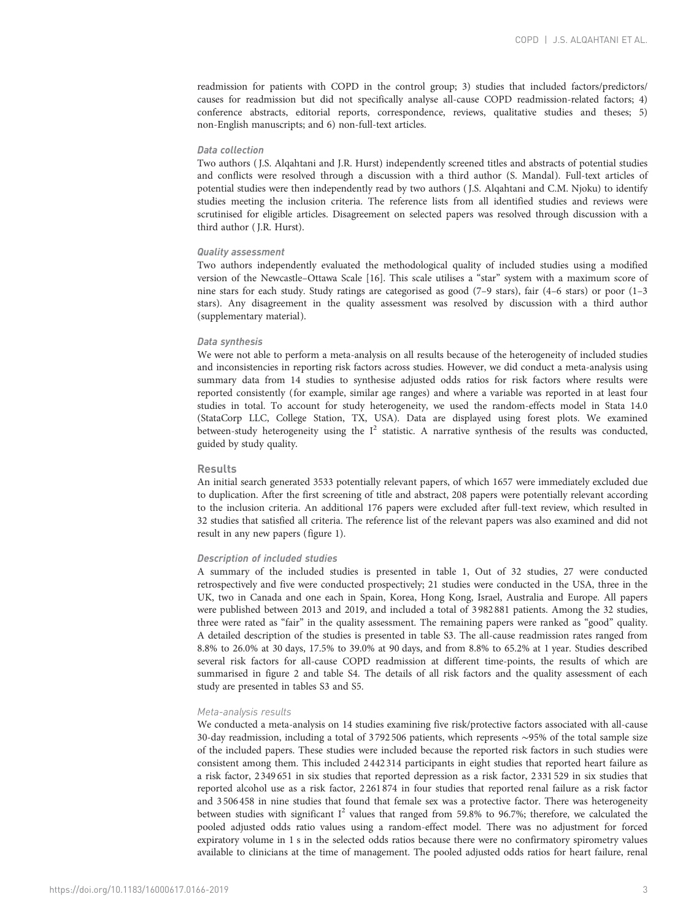readmission for patients with COPD in the control group; 3) studies that included factors/predictors/ causes for readmission but did not specifically analyse all-cause COPD readmission-related factors; 4) conference abstracts, editorial reports, correspondence, reviews, qualitative studies and theses; 5) non-English manuscripts; and 6) non-full-text articles.

### Data collection

Two authors ( J.S. Alqahtani and J.R. Hurst) independently screened titles and abstracts of potential studies and conflicts were resolved through a discussion with a third author (S. Mandal). Full-text articles of potential studies were then independently read by two authors ( J.S. Alqahtani and C.M. Njoku) to identify studies meeting the inclusion criteria. The reference lists from all identified studies and reviews were scrutinised for eligible articles. Disagreement on selected papers was resolved through discussion with a third author ( J.R. Hurst).

### Quality assessment

Two authors independently evaluated the methodological quality of included studies using a modified version of the Newcastle–Ottawa Scale [16]. This scale utilises a "star" system with a maximum score of nine stars for each study. Study ratings are categorised as good (7–9 stars), fair (4–6 stars) or poor (1–3 stars). Any disagreement in the quality assessment was resolved by discussion with a third author (supplementary material).

### Data synthesis

We were not able to perform a meta-analysis on all results because of the heterogeneity of included studies and inconsistencies in reporting risk factors across studies. However, we did conduct a meta-analysis using summary data from 14 studies to synthesise adjusted odds ratios for risk factors where results were reported consistently (for example, similar age ranges) and where a variable was reported in at least four studies in total. To account for study heterogeneity, we used the random-effects model in Stata 14.0 (StataCorp LLC, College Station, TX, USA). Data are displayed using forest plots. We examined between-study heterogeneity using the $I^2$ statistic. A narrative synthesis of the results was conducted, guided by study quality.

## Results

An initial search generated 3533 potentially relevant papers, of which 1657 were immediately excluded due to duplication. After the first screening of title and abstract, 208 papers were potentially relevant according to the inclusion criteria. An additional 176 papers were excluded after full-text review, which resulted in 32 studies that satisfied all criteria. The reference list of the relevant papers was also examined and did not result in any new papers (figure 1).

### Description of included studies

A summary of the included studies is presented in table 1, Out of 32 studies, 27 were conducted retrospectively and five were conducted prospectively; 21 studies were conducted in the USA, three in the UK, two in Canada and one each in Spain, Korea, Hong Kong, Israel, Australia and Europe. All papers were published between 2013 and 2019, and included a total of 3 982 881 patients. Among the 32 studies, three were rated as "fair" in the quality assessment. The remaining papers were ranked as "good" quality. A detailed description of the studies is presented in table S3. The all-cause readmission rates ranged from 8.8% to 26.0% at 30 days, 17.5% to 39.0% at 90 days, and from 8.8% to 65.2% at 1 year. Studies described several risk factors for all-cause COPD readmission at different time-points, the results of which are summarised in figure 2 and table S4. The details of all risk factors and the quality assessment of each study are presented in tables S3 and S5.

#### Meta-analysis results

We conducted a meta-analysis on 14 studies examining five risk/protective factors associated with all-cause 30-day readmission, including a total of 3 792 506 patients, which represents ∼95% of the total sample size of the included papers. These studies were included because the reported risk factors in such studies were consistent among them. This included 2 442 314 participants in eight studies that reported heart failure as a risk factor, 2 349 651 in six studies that reported depression as a risk factor, 2 331 529 in six studies that reported alcohol use as a risk factor, 2 261 874 in four studies that reported renal failure as a risk factor and 3 506 458 in nine studies that found that female sex was a protective factor. There was heterogeneity between studies with significant $I^2$ values that ranged from 59.8% to 96.7%; therefore, we calculated the pooled adjusted odds ratio values using a random-effect model. There was no adjustment for forced expiratory volume in 1 s in the selected odds ratios because there were no confirmatory spirometry values available to clinicians at the time of management. The pooled adjusted odds ratios for heart failure, renal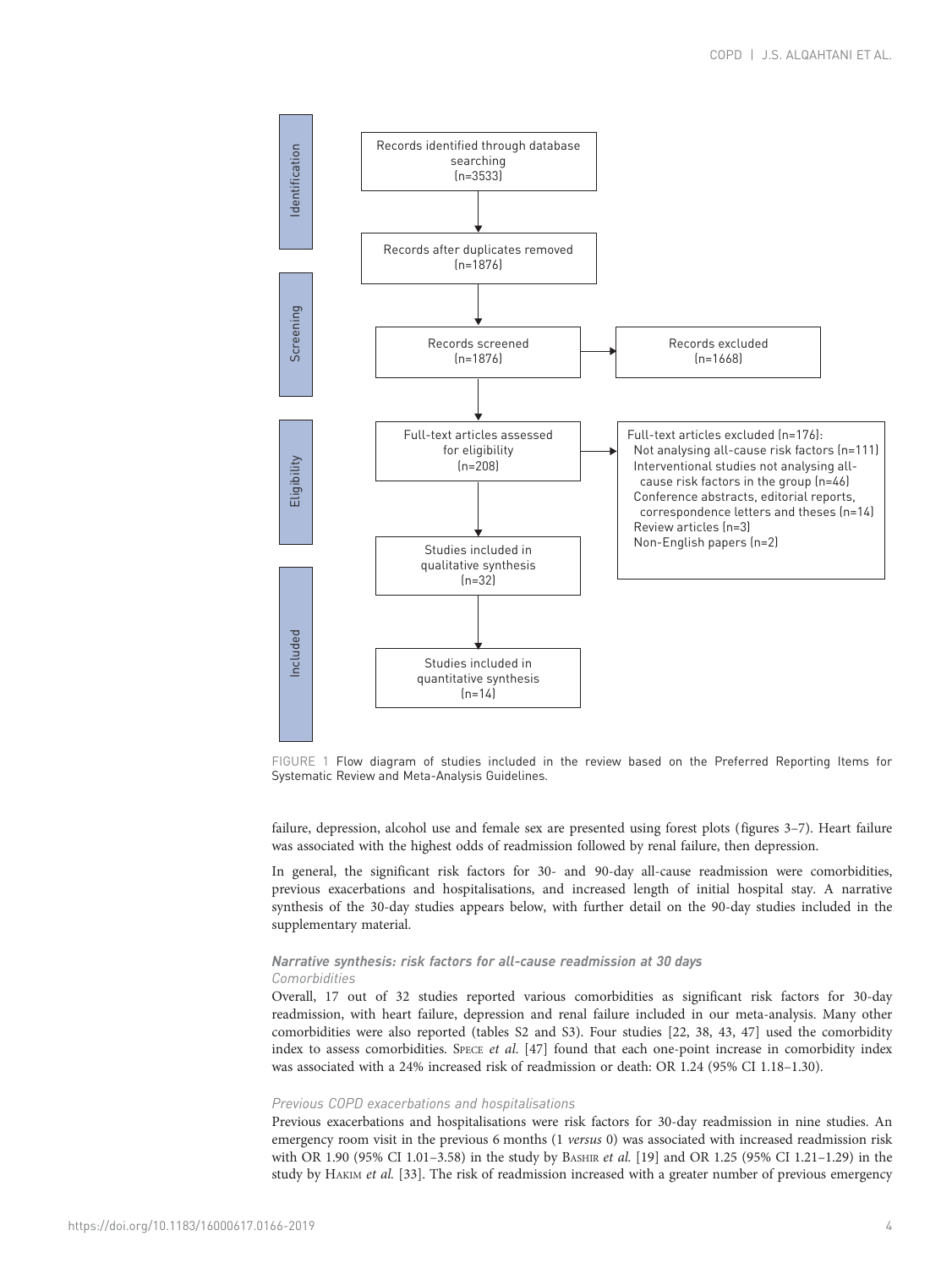**Identification**

Records identified through database searching (n=3533)

Records after duplicates removed (n=1876)

**Screening**

Records screened (n=1876)

Records excluded (n=1668)

**Eligibility**

Full-text articles assessed for eligibility (n=208)

Full-text articles excluded (n=176):
- Not analysing all-cause risk factors (n=111)
- Interventional studies not analysing all-cause risk factors in the group (n=46)
- Conference abstracts, editorial reports, correspondence letters and theses (n=14)
- Review articles (n=3)
- Non-English papers (n=2)

Studies included in qualitative synthesis (n=32)

**Included**

Studies included in quantitative synthesis (n=14)

FIGURE 1 Flow diagram of studies included in the review based on the Preferred Reporting Items for Systematic Review and Meta-Analysis Guidelines.

failure, depression, alcohol use and female sex are presented using forest plots (figures 3–7). Heart failure was associated with the highest odds of readmission followed by renal failure, then depression.

In general, the significant risk factors for 30- and 90-day all-cause readmission were comorbidities, previous exacerbations and hospitalisations, and increased length of initial hospital stay. A narrative synthesis of the 30-day studies appears below, with further detail on the 90-day studies included in the supplementary material.

### Narrative synthesis: risk factors for all-cause readmission at 30 days

#### *Comorbidities*

Overall, 17 out of 32 studies reported various comorbidities as significant risk factors for 30-day readmission, with heart failure, depression and renal failure included in our meta-analysis. Many other comorbidities were also reported (tables S2 and S3). Four studies [22, 38, 43, 47] used the comorbidity index to assess comorbidities. Spece *et al.* [47] found that each one-point increase in comorbidity index was associated with a 24% increased risk of readmission or death: OR 1.24 (95% CI 1.18–1.30).

#### *Previous COPD exacerbations and hospitalisations*

Previous exacerbations and hospitalisations were risk factors for 30-day readmission in nine studies. An emergency room visit in the previous 6 months (1 *versus* 0) was associated with increased readmission risk with OR 1.90 (95% CI 1.01–3.58) in the study by Bashir *et al.* [19] and OR 1.25 (95% CI 1.21–1.29) in the study by Hakim *et al.* [33]. The risk of readmission increased with a greater number of previous emergency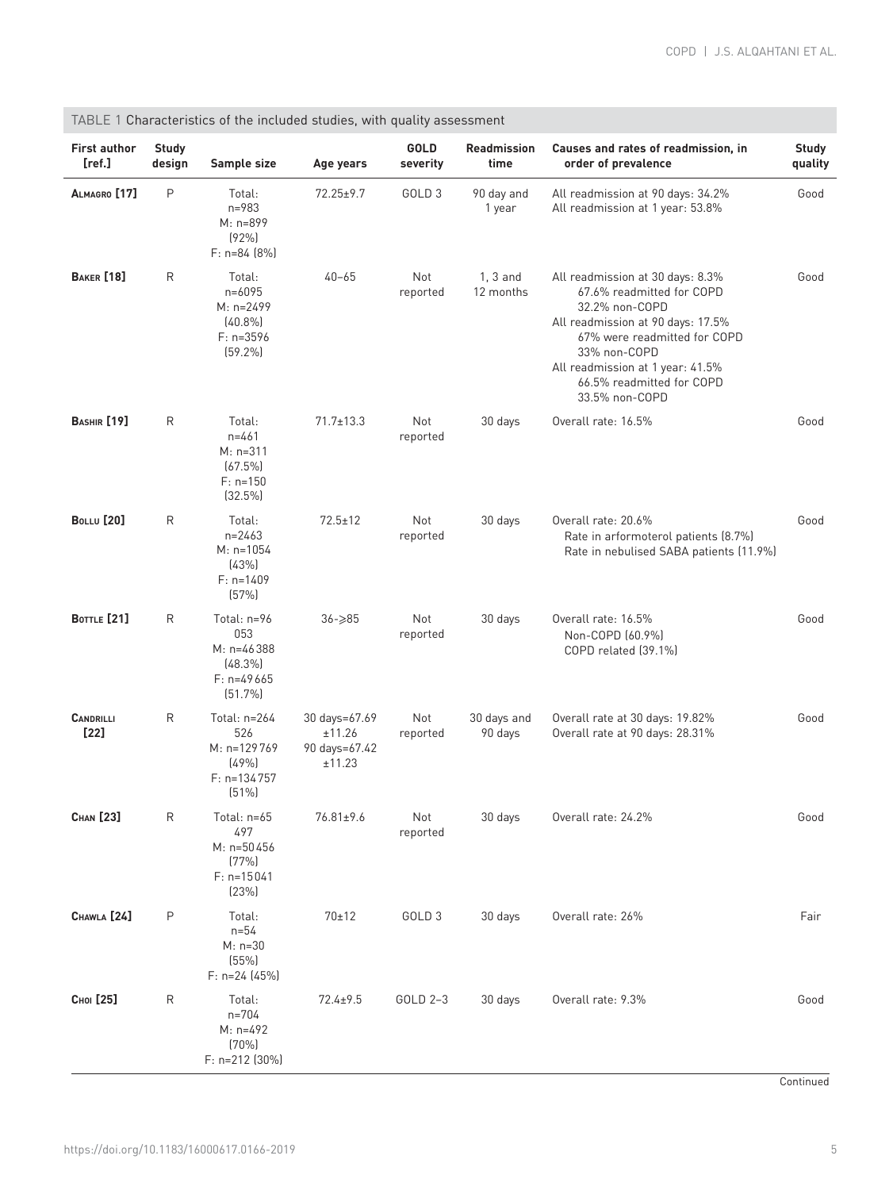TABLE 1 Characteristics of the included studies, with quality assessment

| First author [ref.] | Study design | Sample size | Age years | GOLD severity | Readmission time | Causes and rates of readmission, in order of prevalence | Study quality |
|---|---|---|---|---|---|---|---|
| Almagro [17] | P | Total: n=983<br>M: n=899 (92%)<br>F: n=84 (8%) | 72.25±9.7 | GOLD 3 | 90 day and 1 year | All readmission at 90 days: 34.2%<br>All readmission at 1 year: 53.8% | Good |
| Baker [18] | R | Total: n=6095<br>M: n=2499 (40.8%)<br>F: n=3596 (59.2%) | 40–65 | Not reported | 1, 3 and 12 months | All readmission at 30 days: 8.3%<br>67.6% readmitted for COPD<br>32.2% non-COPD<br>All readmission at 90 days: 17.5%<br>67% were readmitted for COPD<br>33% non-COPD<br>All readmission at 1 year: 41.5%<br>66.5% readmitted for COPD<br>33.5% non-COPD | Good |
| Bashir [19] | R | Total: n=461<br>M: n=311 (67.5%)<br>F: n=150 (32.5%) | 71.7±13.3 | Not reported | 30 days | Overall rate: 16.5% | Good |
| Bollu [20] | R | Total: n=2463<br>M: n=1054 (43%)<br>F: n=1409 (57%) | 72.5±12 | Not reported | 30 days | Overall rate: 20.6%<br>Rate in arformoterol patients (8.7%)<br>Rate in nebulised SABA patients (11.9%) | Good |
| Bottle [21] | R | Total: n=96 053<br>M: n=46 388 (48.3%)<br>F: n=49 665 (51.7%) | 36–≥85 | Not reported | 30 days | Overall rate: 16.5%<br>Non-COPD (60.9%)<br>COPD related (39.1%) | Good |
| Candrilli [22] | R | Total: n=264 526<br>M: n=129 769 (49%)<br>F: n=134 757 (51%) | 30 days=67.69 ±11.26<br>90 days=67.42 ±11.23 | Not reported | 30 days and 90 days | Overall rate at 30 days: 19.82%<br>Overall rate at 90 days: 28.31% | Good |
| Chan [23] | R | Total: n=65 497<br>M: n=50 456 (77%)<br>F: n=15 041 (23%) | 76.81±9.6 | Not reported | 30 days | Overall rate: 24.2% | Good |
| Chawla [24] | P | Total: n=54<br>M: n=30 (55%)<br>F: n=24 (45%) | 70±12 | GOLD 3 | 30 days | Overall rate: 26% | Fair |
| Choi [25] | R | Total: n=704<br>M: n=492 (70%)<br>F: n=212 (30%) | 72.4±9.5 | GOLD 2–3 | 30 days | Overall rate: 9.3% | Good |

Continued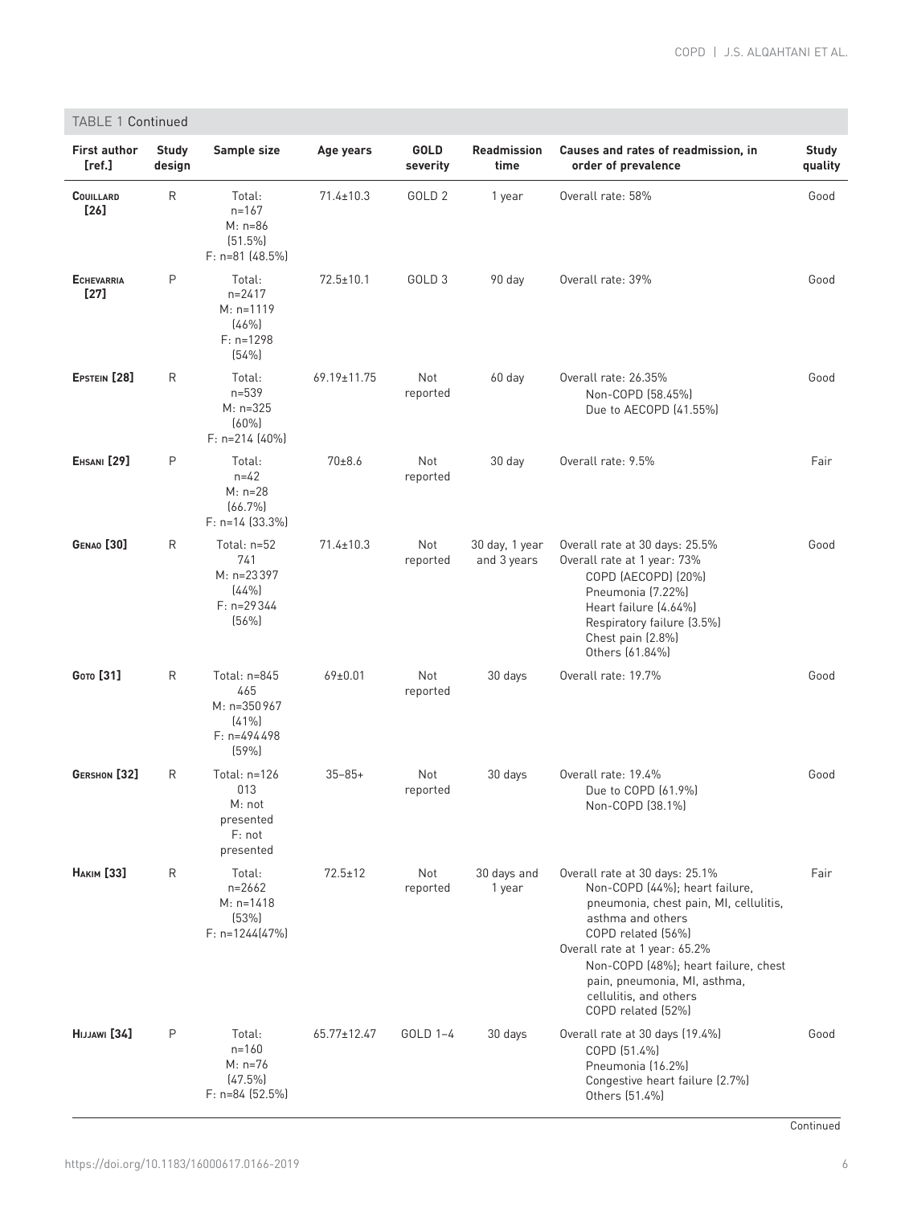TABLE 1 Continued

| First author [ref.] | Study design | Sample size | Age years | GOLD severity | Readmission time | Causes and rates of readmission, in order of prevalence | Study quality |
|---|---|---|---|---|---|---|---|
| **Couillard [26]** | R | Total: n=167<br>M: n=86 (51.5%)<br>F: n=81 (48.5%) | 71.4±10.3 | GOLD 2 | 1 year | Overall rate: 58% | Good |
| **Echevarria [27]** | P | Total: n=2417<br>M: n=1119 (46%)<br>F: n=1298 (54%) | 72.5±10.1 | GOLD 3 | 90 day | Overall rate: 39% | Good |
| **Epstein [28]** | R | Total: n=539<br>M: n=325 (60%)<br>F: n=214 (40%) | 69.19±11.75 | Not reported | 60 day | Overall rate: 26.35%<br>Non-COPD (58.45%)<br>Due to AECOPD (41.55%) | Good |
| **Ehsani [29]** | P | Total: n=42<br>M: n=28 (66.7%)<br>F: n=14 (33.3%) | 70±8.6 | Not reported | 30 day | Overall rate: 9.5% | Fair |
| **Genao [30]** | R | Total: n=52 741<br>M: n=23 397 (44%)<br>F: n=29 344 (56%) | 71.4±10.3 | Not reported | 30 day, 1 year and 3 years | Overall rate at 30 days: 25.5%<br>Overall rate at 1 year: 73%<br>COPD (AECOPD) (20%)<br>Pneumonia (7.22%)<br>Heart failure (4.64%)<br>Respiratory failure (3.5%)<br>Chest pain (2.8%)<br>Others (61.84%) | Good |
| **Goto [31]** | R | Total: n=845 465<br>M: n=350 967 (41%)<br>F: n=494 498 (59%) | 69±0.01 | Not reported | 30 days | Overall rate: 19.7% | Good |
| **Gershon [32]** | R | Total: n=126 013<br>M: not presented<br>F: not presented | 35–85+ | Not reported | 30 days | Overall rate: 19.4%<br>Due to COPD (61.9%)<br>Non-COPD (38.1%) | Good |
| **Hakim [33]** | R | Total: n=2662<br>M: n=1418 (53%)<br>F: n=1244(47%) | 72.5±12 | Not reported | 30 days and 1 year | Overall rate at 30 days: 25.1%<br>Non-COPD (44%); heart failure, pneumonia, chest pain, MI, cellulitis, asthma and others<br>COPD related (56%)<br>Overall rate at 1 year: 65.2%<br>Non-COPD (48%); heart failure, chest pain, pneumonia, MI, asthma, cellulitis, and others<br>COPD related (52%) | Fair |
| **Hijjawi [34]** | P | Total: n=160<br>M: n=76 (47.5%)<br>F: n=84 (52.5%) | 65.77±12.47 | GOLD 1–4 | 30 days | Overall rate at 30 days (19.4%)<br>COPD (51.4%)<br>Pneumonia (16.2%)<br>Congestive heart failure (2.7%)<br>Others (51.4%) | Good |

Continued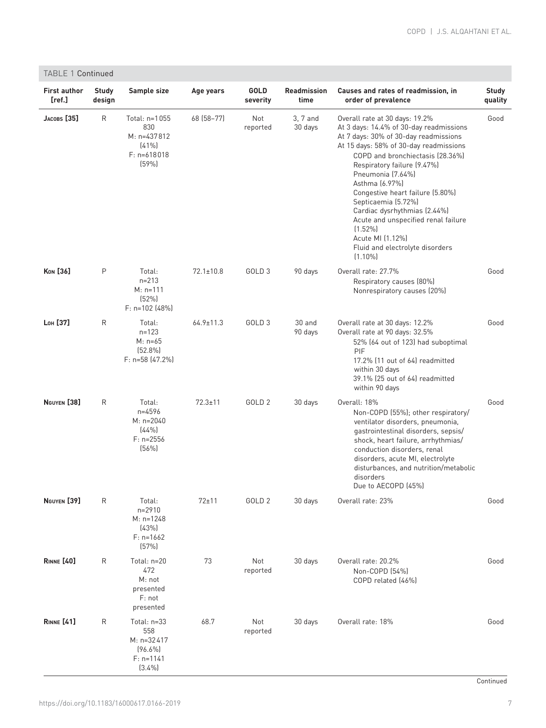TABLE 1 Continued

| First author [ref.] | Study design | Sample size | Age years | GOLD severity | Readmission time | Causes and rates of readmission, in order of prevalence | Study quality |
|---|---|---|---|---|---|---|---|
| Jacobs [35] | R | Total: n=1 055 830<br>M: n=437 812 (41%)<br>F: n=618 018 (59%) | 68 (58–77) | Not reported | 3, 7 and 30 days | Overall rate at 30 days: 19.2%<br>At 3 days: 14.4% of 30-day readmissions<br>At 7 days: 30% of 30-day readmissions<br>At 15 days: 58% of 30-day readmissions<br>COPD and bronchiectasis (28.36%)<br>Respiratory failure (9.47%)<br>Pneumonia (7.64%)<br>Asthma (6.97%)<br>Congestive heart failure (5.80%)<br>Septicaemia (5.72%)<br>Cardiac dysrhythmias (2.44%)<br>Acute and unspecified renal failure (1.52%)<br>Acute MI (1.12%)<br>Fluid and electrolyte disorders (1.10%) | Good |
| Kon [36] | P | Total: n=213<br>M: n=111 (52%)<br>F: n=102 (48%) | 72.1±10.8 | GOLD 3 | 90 days | Overall rate: 27.7%<br>Respiratory causes (80%)<br>Nonrespiratory causes (20%) | Good |
| Loh [37] | R | Total: n=123<br>M: n=65 (52.8%)<br>F: n=58 (47.2%) | 64.9±11.3 | GOLD 3 | 30 and 90 days | Overall rate at 30 days: 12.2%<br>Overall rate at 90 days: 32.5%<br>52% (64 out of 123) had suboptimal PIF<br>17.2% (11 out of 64) readmitted within 30 days<br>39.1% (25 out of 64) readmitted within 90 days | Good |
| Nguyen [38] | R | Total: n=4596<br>M: n=2040 (44%)<br>F: n=2556 (56%) | 72.3±11 | GOLD 2 | 30 days | Overall: 18%<br>Non-COPD (55%); other respiratory/ ventilator disorders, pneumonia, gastrointestinal disorders, sepsis/ shock, heart failure, arrhythmias/ conduction disorders, renal disorders, acute MI, electrolyte disturbances, and nutrition/metabolic disorders<br>Due to AECOPD (45%) | Good |
| Nguyen [39] | R | Total: n=2910<br>M: n=1248 (43%)<br>F: n=1662 (57%) | 72±11 | GOLD 2 | 30 days | Overall rate: 23% | Good |
| Rinne [40] | R | Total: n=20 472<br>M: not presented<br>F: not presented | 73 | Not reported | 30 days | Overall rate: 20.2%<br>Non-COPD (54%)<br>COPD related (46%) | Good |
| Rinne [41] | R | Total: n=33 558<br>M: n=32 417 (96.6%)<br>F: n=1141 (3.4%) | 68.7 | Not reported | 30 days | Overall rate: 18% | Good |

Continued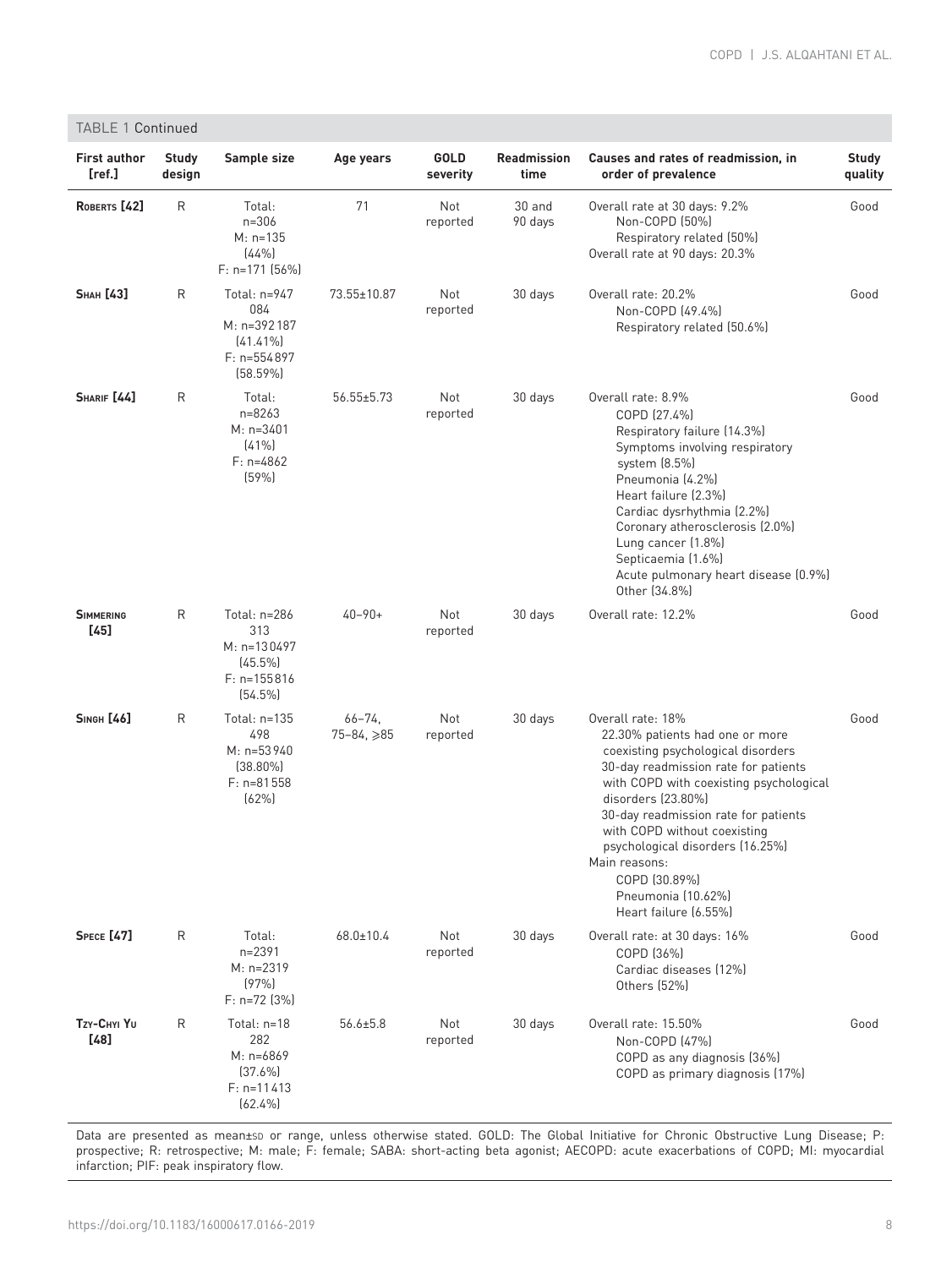TABLE 1 Continued

| First author [ref.] | Study design | Sample size | Age years | GOLD severity | Readmission time | Causes and rates of readmission, in order of prevalence | Study quality |
|---|---|---|---|---|---|---|---|
| Roberts [42] | R | Total: n=306<br>M: n=135 (44%)<br>F: n=171 (56%) | 71 | Not reported | 30 and 90 days | Overall rate at 30 days: 9.2%<br>Non-COPD (50%)<br>Respiratory related (50%)<br>Overall rate at 90 days: 20.3% | Good |
| Shah [43] | R | Total: n=947 084<br>M: n=392 187 (41.41%)<br>F: n=554 897 (58.59%) | 73.55±10.87 | Not reported | 30 days | Overall rate: 20.2%<br>Non-COPD (49.4%)<br>Respiratory related (50.6%) | Good |
| Sharif [44] | R | Total: n=8263<br>M: n=3401 (41%)<br>F: n=4862 (59%) | 56.55±5.73 | Not reported | 30 days | Overall rate: 8.9%<br>COPD (27.4%)<br>Respiratory failure (14.3%)<br>Symptoms involving respiratory system (8.5%)<br>Pneumonia (4.2%)<br>Heart failure (2.3%)<br>Cardiac dysrhythmia (2.2%)<br>Coronary atherosclerosis (2.0%)<br>Lung cancer (1.8%)<br>Septicaemia (1.6%)<br>Acute pulmonary heart disease (0.9%)<br>Other (34.8%) | Good |
| Simmering [45] | R | Total: n=286 313<br>M: n=130 497 (45.5%)<br>F: n=155 816 (54.5%) | 40–90+ | Not reported | 30 days | Overall rate: 12.2% | Good |
| Singh [46] | R | Total: n=135 498<br>M: n=53 940 (38.80%)<br>F: n=81 558 (62%) | 66–74, 75–84, ⩾85 | Not reported | 30 days | Overall rate: 18%<br>22.30% patients had one or more coexisting psychological disorders<br>30-day readmission rate for patients with COPD with coexisting psychological disorders (23.80%)<br>30-day readmission rate for patients with COPD without coexisting psychological disorders (16.25%)<br>Main reasons:<br>COPD (30.89%)<br>Pneumonia (10.62%)<br>Heart failure (6.55%) | Good |
| Spece [47] | R | Total: n=2391<br>M: n=2319 (97%)<br>F: n=72 (3%) | 68.0±10.4 | Not reported | 30 days | Overall rate: at 30 days: 16%<br>COPD (36%)<br>Cardiac diseases (12%)<br>Others (52%) | Good |
| Tzy-Chyi Yu [48] | R | Total: n=18 282<br>M: n=6869 (37.6%)<br>F: n=11 413 (62.4%) | 56.6±5.8 | Not reported | 30 days | Overall rate: 15.50%<br>Non-COPD (47%)<br>COPD as any diagnosis (36%)<br>COPD as primary diagnosis (17%) | Good |

Data are presented as mean±SD or range, unless otherwise stated. GOLD: The Global Initiative for Chronic Obstructive Lung Disease; P: prospective; R: retrospective; M: male; F: female; SABA: short-acting beta agonist; AECOPD: acute exacerbations of COPD; MI: myocardial infarction; PIF: peak inspiratory flow.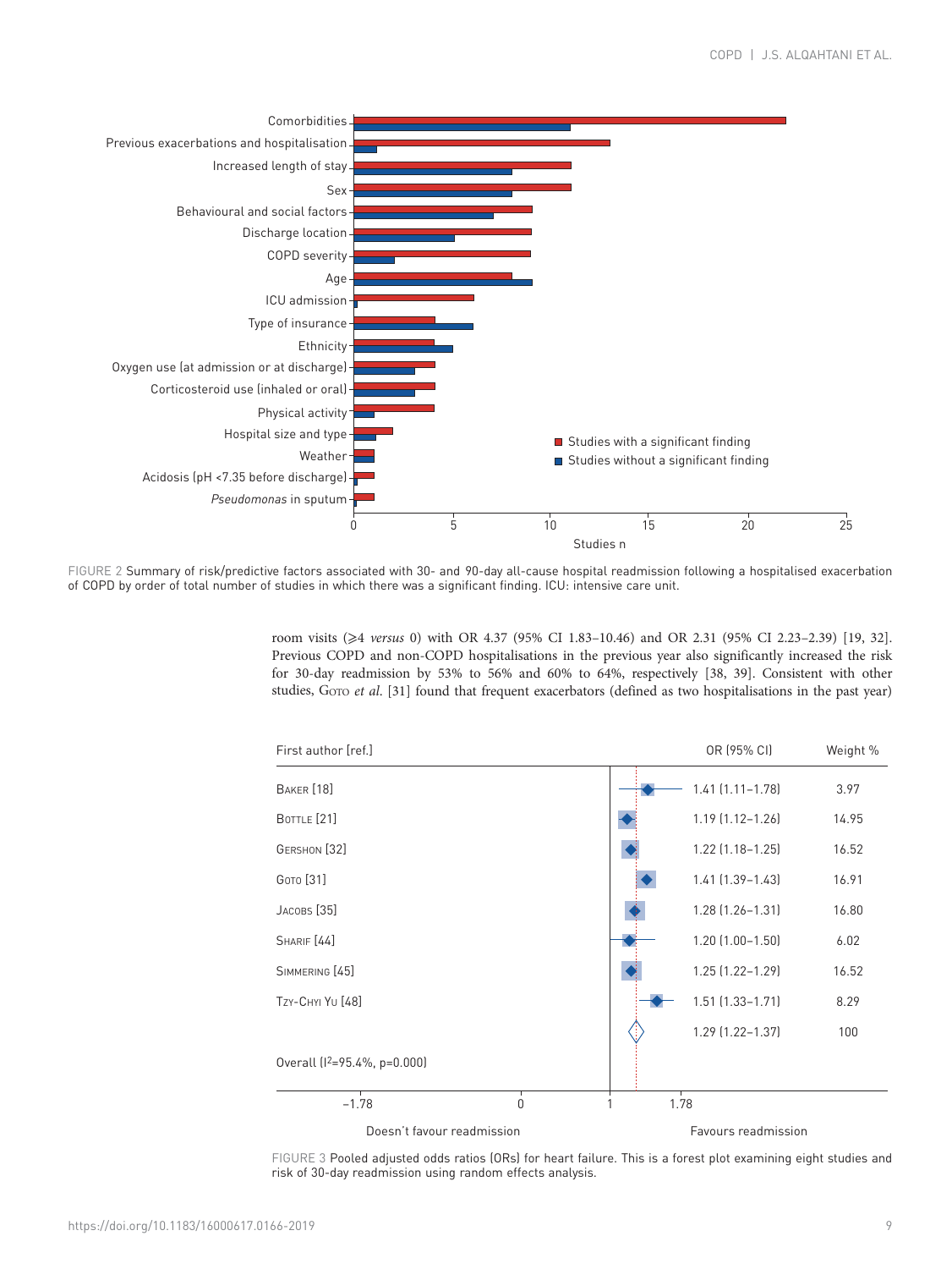FIGURE 2 Summary of risk/predictive factors associated with 30- and 90-day all-cause hospital readmission following a hospitalised exacerbation of COPD by order of total number of studies in which there was a significant finding. ICU: intensive care unit.

room visits (⩾4 *versus* 0) with OR 4.37 (95% CI 1.83–10.46) and OR 2.31 (95% CI 2.23–2.39) [19, 32]. Previous COPD and non-COPD hospitalisations in the previous year also significantly increased the risk for 30-day readmission by 53% to 56% and 60% to 64%, respectively [38, 39]. Consistent with other studies, Goto *et al.* [31] found that frequent exacerbators (defined as two hospitalisations in the past year)

| First author [ref.] | OR (95% CI) | Weight % |
|---|---|---|
| Baker [18] | 1.41 (1.11–1.78) | 3.97 |
| Bottle [21] | 1.19 (1.12–1.26) | 14.95 |
| Gershon [32] | 1.22 (1.18–1.25) | 16.52 |
| Goto [31] | 1.41 (1.39–1.43) | 16.91 |
| Jacobs [35] | 1.28 (1.26–1.31) | 16.80 |
| Sharif [44] | 1.20 (1.00–1.50) | 6.02 |
| Simmering [45] | 1.25 (1.22–1.29) | 16.52 |
| Tzy-Chyi Yu [48] | 1.51 (1.33–1.71) | 8.29 |
| Overall ($I^2$=95.4%, p=0.000) | 1.29 (1.22–1.37) | 100 |

FIGURE 3 Pooled adjusted odds ratios (ORs) for heart failure. This is a forest plot examining eight studies and risk of 30-day readmission using random effects analysis.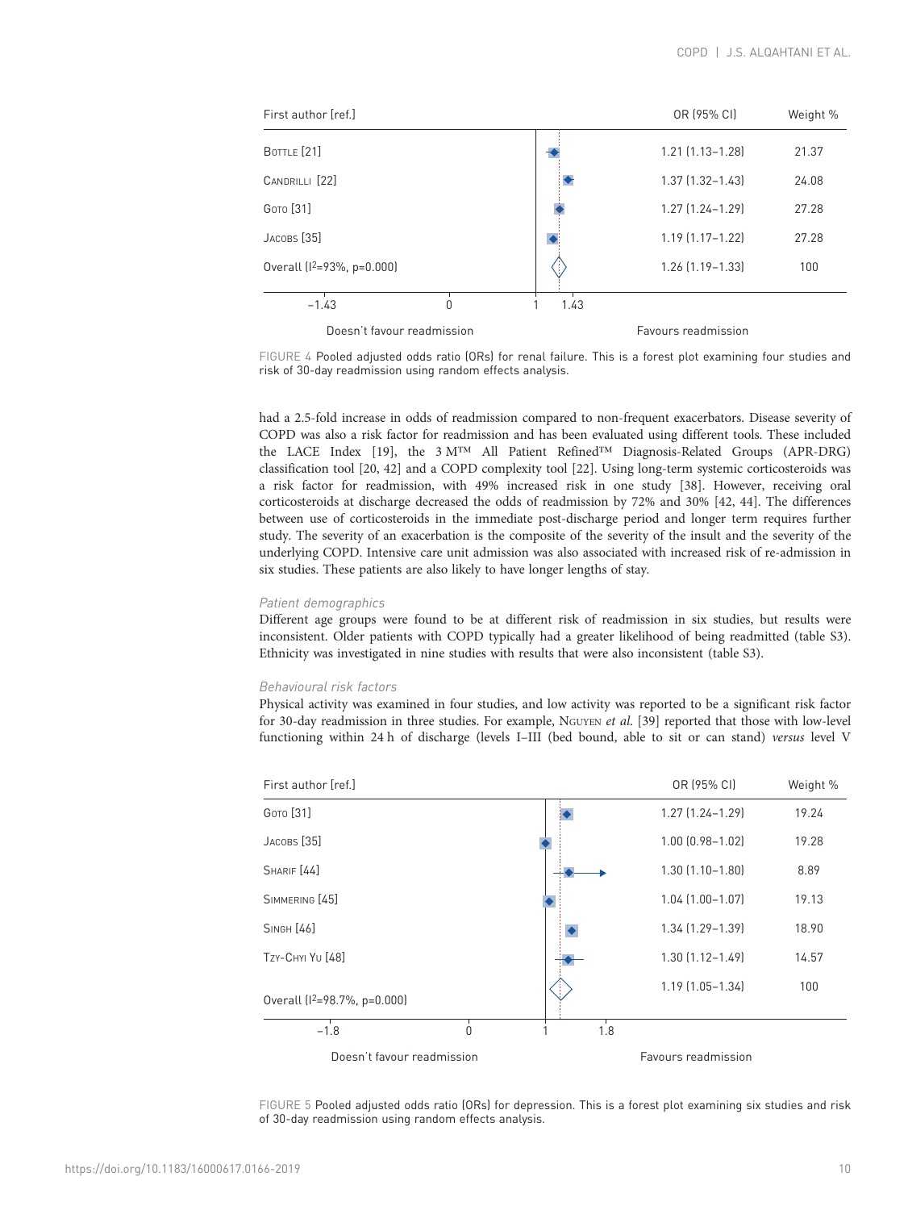| First author [ref.] | OR (95% CI) | Weight % |
|---|---|---|
| Bottle [21] | 1.21 (1.13–1.28) | 21.37 |
| Candrilli [22] | 1.37 (1.32–1.43) | 24.08 |
| Goto [31] | 1.27 (1.24–1.29) | 27.28 |
| Jacobs [35] | 1.19 (1.17–1.22) | 27.28 |
| Overall ($I^2$=93%, p=0.000) | 1.26 (1.19–1.33) | 100 |

Doesn't favour readmission — Favours readmission

FIGURE 4 Pooled adjusted odds ratio (ORs) for renal failure. This is a forest plot examining four studies and risk of 30-day readmission using random effects analysis.

had a 2.5-fold increase in odds of readmission compared to non-frequent exacerbators. Disease severity of COPD was also a risk factor for readmission and has been evaluated using different tools. These included the LACE Index [19], the 3 M™ All Patient Refined™ Diagnosis-Related Groups (APR-DRG) classification tool [20, 42] and a COPD complexity tool [22]. Using long-term systemic corticosteroids was a risk factor for readmission, with 49% increased risk in one study [38]. However, receiving oral corticosteroids at discharge decreased the odds of readmission by 72% and 30% [42, 44]. The differences between use of corticosteroids in the immediate post-discharge period and longer term requires further study. The severity of an exacerbation is the composite of the severity of the insult and the severity of the underlying COPD. Intensive care unit admission was also associated with increased risk of re-admission in six studies. These patients are also likely to have longer lengths of stay.

*Patient demographics*

Different age groups were found to be at different risk of readmission in six studies, but results were inconsistent. Older patients with COPD typically had a greater likelihood of being readmitted (table S3). Ethnicity was investigated in nine studies with results that were also inconsistent (table S3).

*Behavioural risk factors*

Physical activity was examined in four studies, and low activity was reported to be a significant risk factor for 30-day readmission in three studies. For example, Nguyen *et al.* [39] reported that those with low-level functioning within 24 h of discharge (levels I–III (bed bound, able to sit or can stand) *versus* level V

| First author [ref.] | OR (95% CI) | Weight % |
|---|---|---|
| Goto [31] | 1.27 (1.24–1.29) | 19.24 |
| Jacobs [35] | 1.00 (0.98–1.02) | 19.28 |
| Sharif [44] | 1.30 (1.10–1.80) | 8.89 |
| Simmering [45] | 1.04 (1.00–1.07) | 19.13 |
| Singh [46] | 1.34 (1.29–1.39) | 18.90 |
| Tzy-Chyi Yu [48] | 1.30 (1.12–1.49) | 14.57 |
| Overall ($I^2$=98.7%, p=0.000) | 1.19 (1.05–1.34) | 100 |

Doesn't favour readmission — Favours readmission

FIGURE 5 Pooled adjusted odds ratio (ORs) for depression. This is a forest plot examining six studies and risk of 30-day readmission using random effects analysis.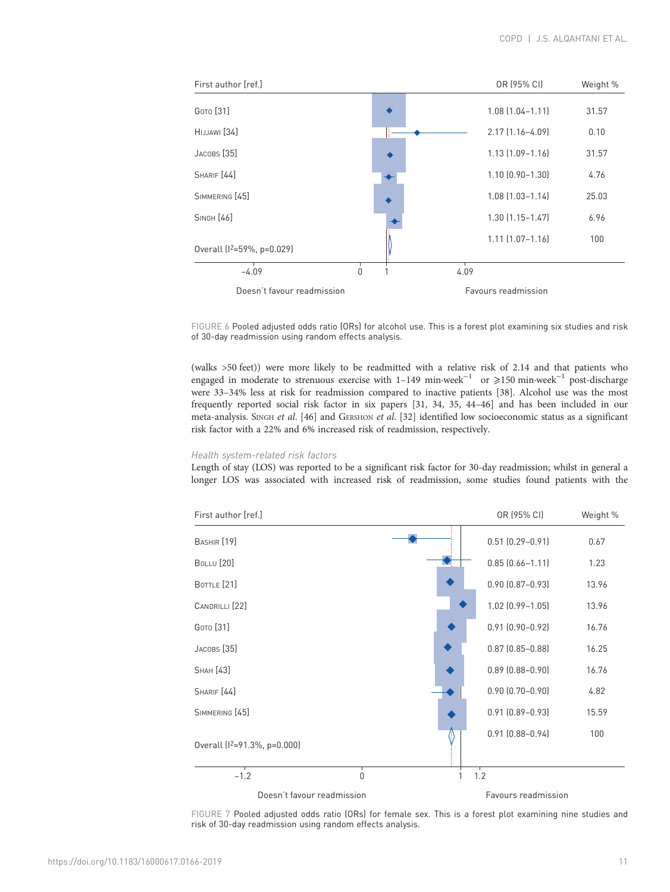| First author [ref.] | OR (95% CI) | Weight % |
|---|---|---|
| Goto [31] | 1.08 (1.04–1.11) | 31.57 |
| Hijjawi [34] | 2.17 (1.16–4.09) | 0.10 |
| Jacobs [35] | 1.13 (1.09–1.16) | 31.57 |
| Sharif [44] | 1.10 (0.90–1.30) | 4.76 |
| Simmering [45] | 1.08 (1.03–1.14) | 25.03 |
| Singh [46] | 1.30 (1.15–1.47) | 6.96 |
| Overall ($I^2$=59%, p=0.029) | 1.11 (1.07–1.16) | 100 |

−4.09 0 1 4.09

Doesn't favour readmission — Favours readmission

FIGURE 6 Pooled adjusted odds ratio (ORs) for alcohol use. This is a forest plot examining six studies and risk of 30-day readmission using random effects analysis.

(walks >50 feet)) were more likely to be readmitted with a relative risk of 2.14 and that patients who engaged in moderate to strenuous exercise with 1–149 $\text{min}\cdot\text{week}^{-1}$ or ⩾150 $\text{min}\cdot\text{week}^{-1}$ post-discharge were 33–34% less at risk for readmission compared to inactive patients [38]. Alcohol use was the most frequently reported social risk factor in six papers [31, 34, 35, 44–46] and has been included in our meta-analysis. Singh *et al*. [46] and Gershon *et al*. [32] identified low socioeconomic status as a significant risk factor with a 22% and 6% increased risk of readmission, respectively.

### *Health system-related risk factors*

Length of stay (LOS) was reported to be a significant risk factor for 30-day readmission; whilst in general a longer LOS was associated with increased risk of readmission, some studies found patients with the

| First author [ref.] | OR (95% CI) | Weight % |
|---|---|---|
| Bashir [19] | 0.51 (0.29–0.91) | 0.67 |
| Bollu [20] | 0.85 (0.66–1.11) | 1.23 |
| Bottle [21] | 0.90 (0.87–0.93) | 13.96 |
| Candrilli [22] | 1.02 (0.99–1.05) | 13.96 |
| Goto [31] | 0.91 (0.90–0.92) | 16.76 |
| Jacobs [35] | 0.87 (0.85–0.88) | 16.25 |
| Shah [43] | 0.89 (0.88–0.90) | 16.76 |
| Sharif [44] | 0.90 (0.70–0.90) | 4.82 |
| Simmering [45] | 0.91 (0.89–0.93) | 15.59 |
| Overall ($I^2$=91.3%, p=0.000) | 0.91 (0.88–0.94) | 100 |

−1.2 0 1 1.2

Doesn't favour readmission — Favours readmission

FIGURE 7 Pooled adjusted odds ratio (ORs) for female sex. This is a forest plot examining nine studies and risk of 30-day readmission using random effects analysis.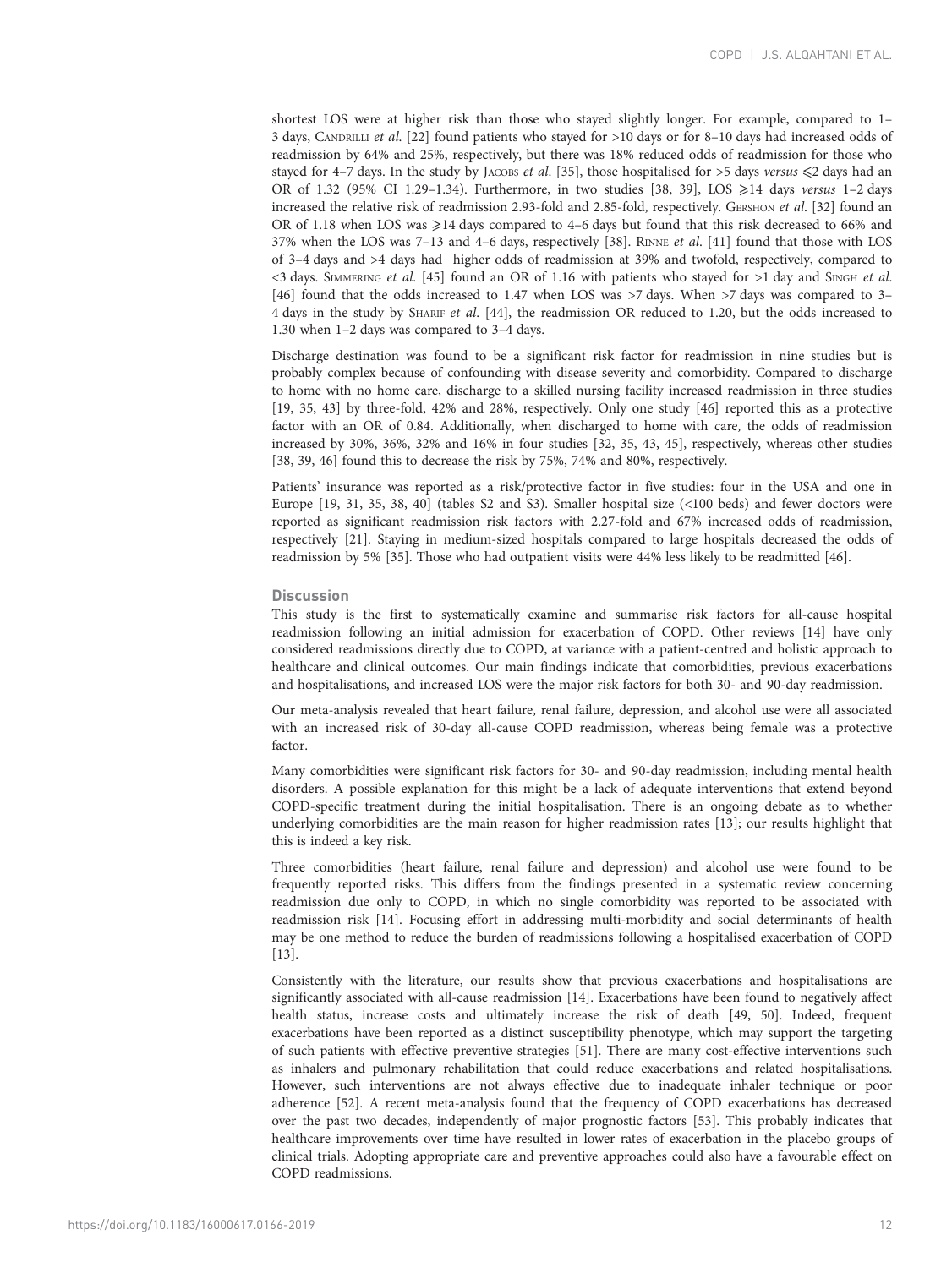shortest LOS were at higher risk than those who stayed slightly longer. For example, compared to 1–3 days, CANDRILLI *et al.* [22] found patients who stayed for >10 days or for 8–10 days had increased odds of readmission by 64% and 25%, respectively, but there was 18% reduced odds of readmission for those who stayed for 4–7 days. In the study by JACOBS *et al.* [35], those hospitalised for >5 days *versus* ⩽2 days had an OR of 1.32 (95% CI 1.29–1.34). Furthermore, in two studies [38, 39], LOS ⩾14 days *versus* 1–2 days increased the relative risk of readmission 2.93-fold and 2.85-fold, respectively. GERSHON *et al.* [32] found an OR of 1.18 when LOS was ⩾14 days compared to 4–6 days but found that this risk decreased to 66% and 37% when the LOS was 7–13 and 4–6 days, respectively [38]. RINNE *et al.* [41] found that those with LOS of 3–4 days and >4 days had higher odds of readmission at 39% and twofold, respectively, compared to <3 days. SIMMERING *et al.* [45] found an OR of 1.16 with patients who stayed for >1 day and SINGH *et al.* [46] found that the odds increased to 1.47 when LOS was >7 days. When >7 days was compared to 3–4 days in the study by SHARIF *et al.* [44], the readmission OR reduced to 1.20, but the odds increased to 1.30 when 1–2 days was compared to 3–4 days.

Discharge destination was found to be a significant risk factor for readmission in nine studies but is probably complex because of confounding with disease severity and comorbidity. Compared to discharge to home with no home care, discharge to a skilled nursing facility increased readmission in three studies [19, 35, 43] by three-fold, 42% and 28%, respectively. Only one study [46] reported this as a protective factor with an OR of 0.84. Additionally, when discharged to home with care, the odds of readmission increased by 30%, 36%, 32% and 16% in four studies [32, 35, 43, 45], respectively, whereas other studies [38, 39, 46] found this to decrease the risk by 75%, 74% and 80%, respectively.

Patients' insurance was reported as a risk/protective factor in five studies: four in the USA and one in Europe [19, 31, 35, 38, 40] (tables S2 and S3). Smaller hospital size (<100 beds) and fewer doctors were reported as significant readmission risk factors with 2.27-fold and 67% increased odds of readmission, respectively [21]. Staying in medium-sized hospitals compared to large hospitals decreased the odds of readmission by 5% [35]. Those who had outpatient visits were 44% less likely to be readmitted [46].

## Discussion

This study is the first to systematically examine and summarise risk factors for all-cause hospital readmission following an initial admission for exacerbation of COPD. Other reviews [14] have only considered readmissions directly due to COPD, at variance with a patient-centred and holistic approach to healthcare and clinical outcomes. Our main findings indicate that comorbidities, previous exacerbations and hospitalisations, and increased LOS were the major risk factors for both 30- and 90-day readmission.

Our meta-analysis revealed that heart failure, renal failure, depression, and alcohol use were all associated with an increased risk of 30-day all-cause COPD readmission, whereas being female was a protective factor.

Many comorbidities were significant risk factors for 30- and 90-day readmission, including mental health disorders. A possible explanation for this might be a lack of adequate interventions that extend beyond COPD-specific treatment during the initial hospitalisation. There is an ongoing debate as to whether underlying comorbidities are the main reason for higher readmission rates [13]; our results highlight that this is indeed a key risk.

Three comorbidities (heart failure, renal failure and depression) and alcohol use were found to be frequently reported risks. This differs from the findings presented in a systematic review concerning readmission due only to COPD, in which no single comorbidity was reported to be associated with readmission risk [14]. Focusing effort in addressing multi-morbidity and social determinants of health may be one method to reduce the burden of readmissions following a hospitalised exacerbation of COPD [13].

Consistently with the literature, our results show that previous exacerbations and hospitalisations are significantly associated with all-cause readmission [14]. Exacerbations have been found to negatively affect health status, increase costs and ultimately increase the risk of death [49, 50]. Indeed, frequent exacerbations have been reported as a distinct susceptibility phenotype, which may support the targeting of such patients with effective preventive strategies [51]. There are many cost-effective interventions such as inhalers and pulmonary rehabilitation that could reduce exacerbations and related hospitalisations. However, such interventions are not always effective due to inadequate inhaler technique or poor adherence [52]. A recent meta-analysis found that the frequency of COPD exacerbations has decreased over the past two decades, independently of major prognostic factors [53]. This probably indicates that healthcare improvements over time have resulted in lower rates of exacerbation in the placebo groups of clinical trials. Adopting appropriate care and preventive approaches could also have a favourable effect on COPD readmissions.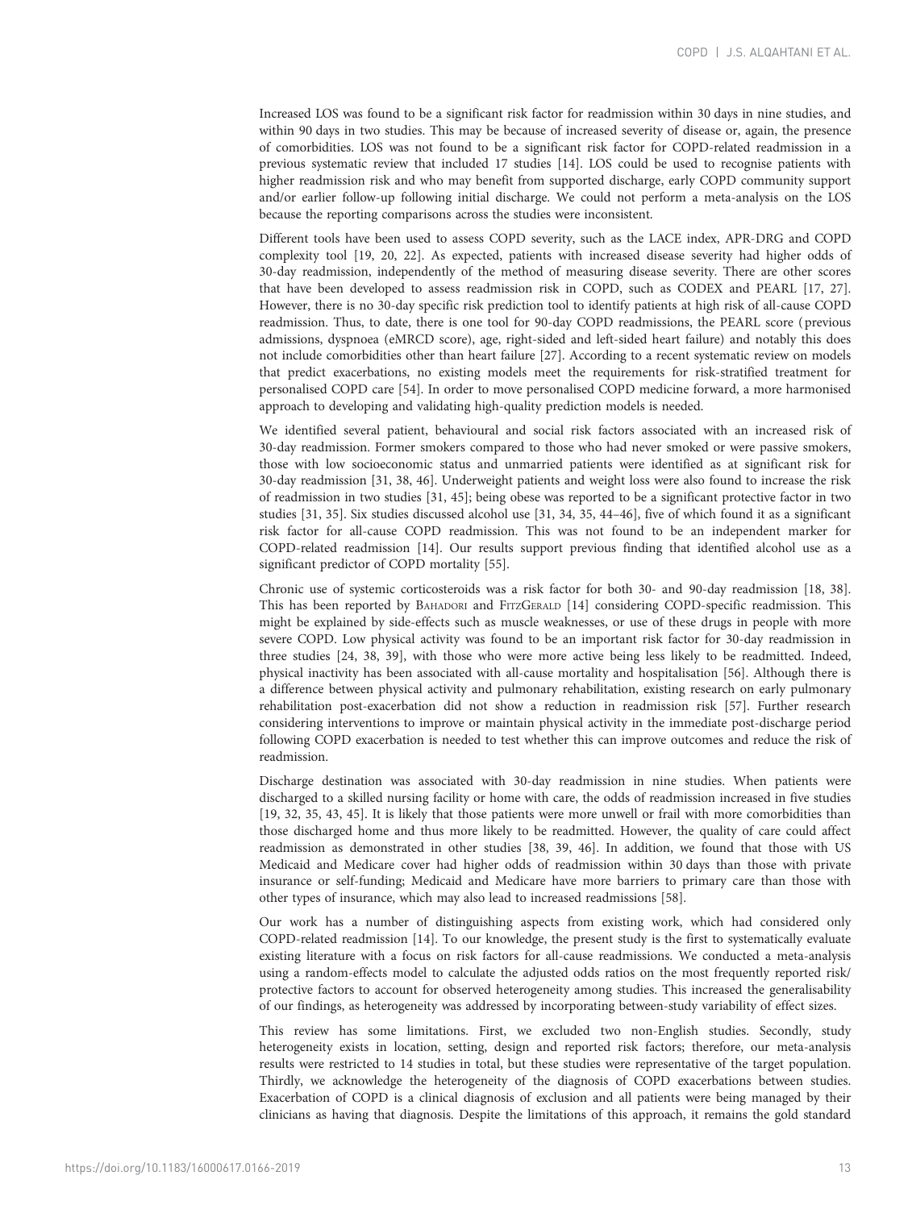Increased LOS was found to be a significant risk factor for readmission within 30 days in nine studies, and within 90 days in two studies. This may be because of increased severity of disease or, again, the presence of comorbidities. LOS was not found to be a significant risk factor for COPD-related readmission in a previous systematic review that included 17 studies [14]. LOS could be used to recognise patients with higher readmission risk and who may benefit from supported discharge, early COPD community support and/or earlier follow-up following initial discharge. We could not perform a meta-analysis on the LOS because the reporting comparisons across the studies were inconsistent.

Different tools have been used to assess COPD severity, such as the LACE index, APR-DRG and COPD complexity tool [19, 20, 22]. As expected, patients with increased disease severity had higher odds of 30-day readmission, independently of the method of measuring disease severity. There are other scores that have been developed to assess readmission risk in COPD, such as CODEX and PEARL [17, 27]. However, there is no 30-day specific risk prediction tool to identify patients at high risk of all-cause COPD readmission. Thus, to date, there is one tool for 90-day COPD readmissions, the PEARL score (previous admissions, dyspnoea (eMRCD score), age, right-sided and left-sided heart failure) and notably this does not include comorbidities other than heart failure [27]. According to a recent systematic review on models that predict exacerbations, no existing models meet the requirements for risk-stratified treatment for personalised COPD care [54]. In order to move personalised COPD medicine forward, a more harmonised approach to developing and validating high-quality prediction models is needed.

We identified several patient, behavioural and social risk factors associated with an increased risk of 30-day readmission. Former smokers compared to those who had never smoked or were passive smokers, those with low socioeconomic status and unmarried patients were identified as at significant risk for 30-day readmission [31, 38, 46]. Underweight patients and weight loss were also found to increase the risk of readmission in two studies [31, 45]; being obese was reported to be a significant protective factor in two studies [31, 35]. Six studies discussed alcohol use [31, 34, 35, 44–46], five of which found it as a significant risk factor for all-cause COPD readmission. This was not found to be an independent marker for COPD-related readmission [14]. Our results support previous finding that identified alcohol use as a significant predictor of COPD mortality [55].

Chronic use of systemic corticosteroids was a risk factor for both 30- and 90-day readmission [18, 38]. This has been reported by Bahadori and FitzGerald [14] considering COPD-specific readmission. This might be explained by side-effects such as muscle weaknesses, or use of these drugs in people with more severe COPD. Low physical activity was found to be an important risk factor for 30-day readmission in three studies [24, 38, 39], with those who were more active being less likely to be readmitted. Indeed, physical inactivity has been associated with all-cause mortality and hospitalisation [56]. Although there is a difference between physical activity and pulmonary rehabilitation, existing research on early pulmonary rehabilitation post-exacerbation did not show a reduction in readmission risk [57]. Further research considering interventions to improve or maintain physical activity in the immediate post-discharge period following COPD exacerbation is needed to test whether this can improve outcomes and reduce the risk of readmission.

Discharge destination was associated with 30-day readmission in nine studies. When patients were discharged to a skilled nursing facility or home with care, the odds of readmission increased in five studies [19, 32, 35, 43, 45]. It is likely that those patients were more unwell or frail with more comorbidities than those discharged home and thus more likely to be readmitted. However, the quality of care could affect readmission as demonstrated in other studies [38, 39, 46]. In addition, we found that those with US Medicaid and Medicare cover had higher odds of readmission within 30 days than those with private insurance or self-funding; Medicaid and Medicare have more barriers to primary care than those with other types of insurance, which may also lead to increased readmissions [58].

Our work has a number of distinguishing aspects from existing work, which had considered only COPD-related readmission [14]. To our knowledge, the present study is the first to systematically evaluate existing literature with a focus on risk factors for all-cause readmissions. We conducted a meta-analysis using a random-effects model to calculate the adjusted odds ratios on the most frequently reported risk/protective factors to account for observed heterogeneity among studies. This increased the generalisability of our findings, as heterogeneity was addressed by incorporating between-study variability of effect sizes.

This review has some limitations. First, we excluded two non-English studies. Secondly, study heterogeneity exists in location, setting, design and reported risk factors; therefore, our meta-analysis results were restricted to 14 studies in total, but these studies were representative of the target population. Thirdly, we acknowledge the heterogeneity of the diagnosis of COPD exacerbations between studies. Exacerbation of COPD is a clinical diagnosis of exclusion and all patients were being managed by their clinicians as having that diagnosis. Despite the limitations of this approach, it remains the gold standard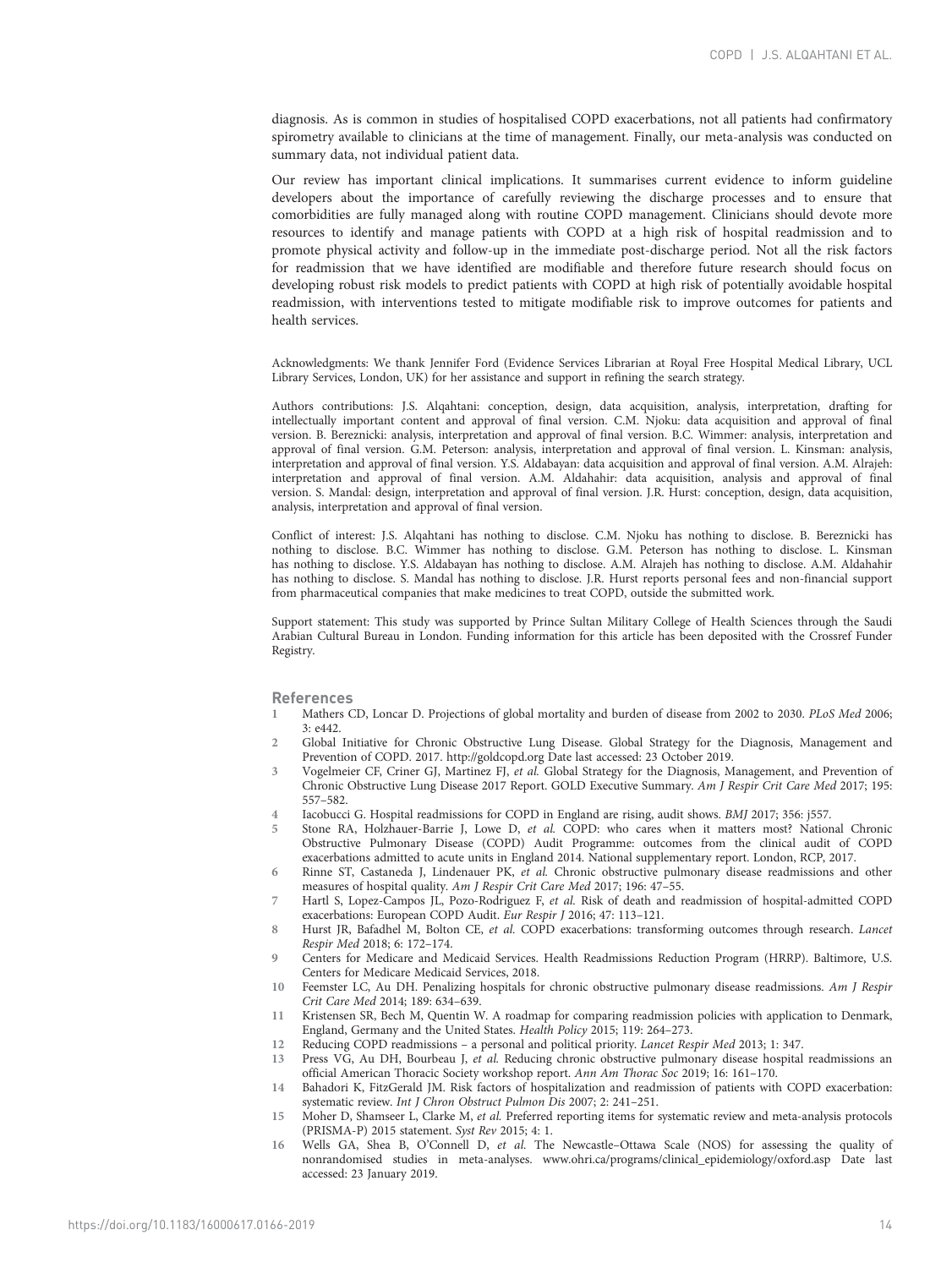diagnosis. As is common in studies of hospitalised COPD exacerbations, not all patients had confirmatory spirometry available to clinicians at the time of management. Finally, our meta-analysis was conducted on summary data, not individual patient data.

Our review has important clinical implications. It summarises current evidence to inform guideline developers about the importance of carefully reviewing the discharge processes and to ensure that comorbidities are fully managed along with routine COPD management. Clinicians should devote more resources to identify and manage patients with COPD at a high risk of hospital readmission and to promote physical activity and follow-up in the immediate post-discharge period. Not all the risk factors for readmission that we have identified are modifiable and therefore future research should focus on developing robust risk models to predict patients with COPD at high risk of potentially avoidable hospital readmission, with interventions tested to mitigate modifiable risk to improve outcomes for patients and health services.

Acknowledgments: We thank Jennifer Ford (Evidence Services Librarian at Royal Free Hospital Medical Library, UCL Library Services, London, UK) for her assistance and support in refining the search strategy.

Authors contributions: J.S. Alqahtani: conception, design, data acquisition, analysis, interpretation, drafting for intellectually important content and approval of final version. C.M. Njoku: data acquisition and approval of final version. B. Bereznicki: analysis, interpretation and approval of final version. B.C. Wimmer: analysis, interpretation and approval of final version. G.M. Peterson: analysis, interpretation and approval of final version. L. Kinsman: analysis, interpretation and approval of final version. Y.S. Aldabayan: data acquisition and approval of final version. A.M. Alrajeh: interpretation and approval of final version. A.M. Aldahahir: data acquisition, analysis and approval of final version. S. Mandal: design, interpretation and approval of final version. J.R. Hurst: conception, design, data acquisition, analysis, interpretation and approval of final version.

Conflict of interest: J.S. Alqahtani has nothing to disclose. C.M. Njoku has nothing to disclose. B. Bereznicki has nothing to disclose. B.C. Wimmer has nothing to disclose. G.M. Peterson has nothing to disclose. L. Kinsman has nothing to disclose. Y.S. Aldabayan has nothing to disclose. A.M. Alrajeh has nothing to disclose. A.M. Aldahahir has nothing to disclose. S. Mandal has nothing to disclose. J.R. Hurst reports personal fees and non-financial support from pharmaceutical companies that make medicines to treat COPD, outside the submitted work.

Support statement: This study was supported by Prince Sultan Military College of Health Sciences through the Saudi Arabian Cultural Bureau in London. Funding information for this article has been deposited with the Crossref Funder Registry.

## References

1. Mathers CD, Loncar D. Projections of global mortality and burden of disease from 2002 to 2030. *PLoS Med* 2006; 3: e442.
2. Global Initiative for Chronic Obstructive Lung Disease. Global Strategy for the Diagnosis, Management and Prevention of COPD. 2017. http://goldcopd.org Date last accessed: 23 October 2019.
3. Vogelmeier CF, Criner GJ, Martinez FJ, *et al.* Global Strategy for the Diagnosis, Management, and Prevention of Chronic Obstructive Lung Disease 2017 Report. GOLD Executive Summary. *Am J Respir Crit Care Med* 2017; 195: 557–582.
4. Iacobucci G. Hospital readmissions for COPD in England are rising, audit shows. *BMJ* 2017; 356: j557.
5. Stone RA, Holzhauer-Barrie J, Lowe D, *et al.* COPD: who cares when it matters most? National Chronic Obstructive Pulmonary Disease (COPD) Audit Programme: outcomes from the clinical audit of COPD exacerbations admitted to acute units in England 2014. National supplementary report. London, RCP, 2017.
6. Rinne ST, Castaneda J, Lindenauer PK, *et al.* Chronic obstructive pulmonary disease readmissions and other measures of hospital quality. *Am J Respir Crit Care Med* 2017; 196: 47–55.
7. Hartl S, Lopez-Campos JL, Pozo-Rodriguez F, *et al.* Risk of death and readmission of hospital-admitted COPD exacerbations: European COPD Audit. *Eur Respir J* 2016; 47: 113–121.
8. Hurst JR, Bafadhel M, Bolton CE, *et al.* COPD exacerbations: transforming outcomes through research. *Lancet Respir Med* 2018; 6: 172–174.
9. Centers for Medicare and Medicaid Services. Health Readmissions Reduction Program (HRRP). Baltimore, U.S. Centers for Medicare Medicaid Services, 2018.
10. Feemster LC, Au DH. Penalizing hospitals for chronic obstructive pulmonary disease readmissions. *Am J Respir Crit Care Med* 2014; 189: 634–639.
11. Kristensen SR, Bech M, Quentin W. A roadmap for comparing readmission policies with application to Denmark, England, Germany and the United States. *Health Policy* 2015; 119: 264–273.
12. Reducing COPD readmissions – a personal and political priority. *Lancet Respir Med* 2013; 1: 347.
13. Press VG, Au DH, Bourbeau J, *et al.* Reducing chronic obstructive pulmonary disease hospital readmissions an official American Thoracic Society workshop report. *Ann Am Thorac Soc* 2019; 16: 161–170.
14. Bahadori K, FitzGerald JM. Risk factors of hospitalization and readmission of patients with COPD exacerbation: systematic review. *Int J Chron Obstruct Pulmon Dis* 2007; 2: 241–251.
15. Moher D, Shamseer L, Clarke M, *et al.* Preferred reporting items for systematic review and meta-analysis protocols (PRISMA-P) 2015 statement. *Syst Rev* 2015; 4: 1.
16. Wells GA, Shea B, O'Connell D, *et al.* The Newcastle–Ottawa Scale (NOS) for assessing the quality of nonrandomised studies in meta-analyses. www.ohri.ca/programs/clinical_epidemiology/oxford.asp Date last accessed: 23 January 2019.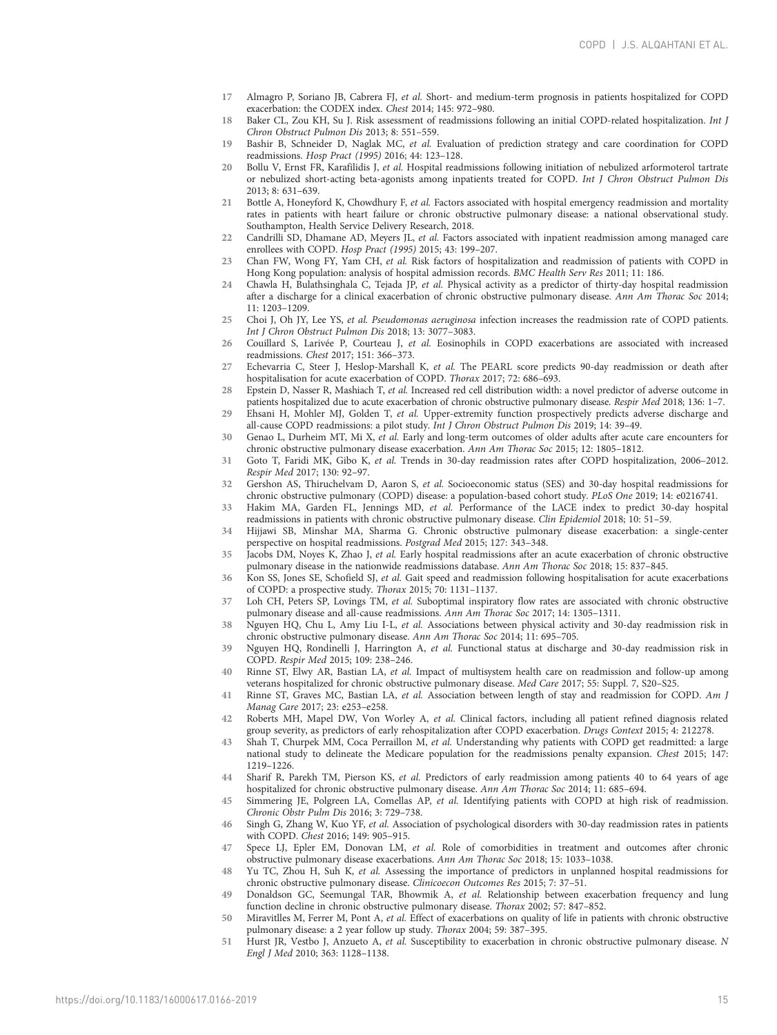17 Almagro P, Soriano JB, Cabrera FJ, *et al.* Short- and medium-term prognosis in patients hospitalized for COPD exacerbation: the CODEX index. *Chest* 2014; 145: 972–980.

18 Baker CL, Zou KH, Su J. Risk assessment of readmissions following an initial COPD-related hospitalization. *Int J Chron Obstruct Pulmon Dis* 2013; 8: 551–559.

19 Bashir B, Schneider D, Naglak MC, *et al.* Evaluation of prediction strategy and care coordination for COPD readmissions. *Hosp Pract (1995)* 2016; 44: 123–128.

20 Bollu V, Ernst FR, Karafilidis J, *et al.* Hospital readmissions following initiation of nebulized arformoterol tartrate or nebulized short-acting beta-agonists among inpatients treated for COPD. *Int J Chron Obstruct Pulmon Dis* 2013; 8: 631–639.

21 Bottle A, Honeyford K, Chowdhury F, *et al.* Factors associated with hospital emergency readmission and mortality rates in patients with heart failure or chronic obstructive pulmonary disease: a national observational study. Southampton, Health Service Delivery Research, 2018.

22 Candrilli SD, Dhamane AD, Meyers JL, *et al.* Factors associated with inpatient readmission among managed care enrollees with COPD. *Hosp Pract (1995)* 2015; 43: 199–207.

23 Chan FW, Wong FY, Yam CH, *et al.* Risk factors of hospitalization and readmission of patients with COPD in Hong Kong population: analysis of hospital admission records. *BMC Health Serv Res* 2011; 11: 186.

24 Chawla H, Bulathsinghala C, Tejada JP, *et al.* Physical activity as a predictor of thirty-day hospital readmission after a discharge for a clinical exacerbation of chronic obstructive pulmonary disease. *Ann Am Thorac Soc* 2014; 11: 1203–1209.

25 Choi J, Oh JY, Lee YS, *et al. Pseudomonas aeruginosa* infection increases the readmission rate of COPD patients. *Int J Chron Obstruct Pulmon Dis* 2018; 13: 3077–3083.

26 Couillard S, Larivée P, Courteau J, *et al.* Eosinophils in COPD exacerbations are associated with increased readmissions. *Chest* 2017; 151: 366–373.

27 Echevarria C, Steer J, Heslop-Marshall K, *et al.* The PEARL score predicts 90-day readmission or death after hospitalisation for acute exacerbation of COPD. *Thorax* 2017; 72: 686–693.

28 Epstein D, Nasser R, Mashiach T, *et al.* Increased red cell distribution width: a novel predictor of adverse outcome in patients hospitalized due to acute exacerbation of chronic obstructive pulmonary disease. *Respir Med* 2018; 136: 1–7.

29 Ehsani H, Mohler MJ, Golden T, *et al.* Upper-extremity function prospectively predicts adverse discharge and all-cause COPD readmissions: a pilot study. *Int J Chron Obstruct Pulmon Dis* 2019; 14: 39–49.

30 Genao L, Durheim MT, Mi X, *et al.* Early and long-term outcomes of older adults after acute care encounters for chronic obstructive pulmonary disease exacerbation. *Ann Am Thorac Soc* 2015; 12: 1805–1812.

31 Goto T, Faridi MK, Gibo K, *et al.* Trends in 30-day readmission rates after COPD hospitalization, 2006–2012. *Respir Med* 2017; 130: 92–97.

32 Gershon AS, Thiruchelvam D, Aaron S, *et al.* Socioeconomic status (SES) and 30-day hospital readmissions for chronic obstructive pulmonary (COPD) disease: a population-based cohort study. *PLoS One* 2019; 14: e0216741.

33 Hakim MA, Garden FL, Jennings MD, *et al.* Performance of the LACE index to predict 30-day hospital readmissions in patients with chronic obstructive pulmonary disease. *Clin Epidemiol* 2018; 10: 51–59.

34 Hijjawi SB, Minshar MA, Sharma G. Chronic obstructive pulmonary disease exacerbation: a single-center perspective on hospital readmissions. *Postgrad Med* 2015; 127: 343–348.

35 Jacobs DM, Noyes K, Zhao J, *et al.* Early hospital readmissions after an acute exacerbation of chronic obstructive pulmonary disease in the nationwide readmissions database. *Ann Am Thorac Soc* 2018; 15: 837–845.

36 Kon SS, Jones SE, Schofield SJ, *et al.* Gait speed and readmission following hospitalisation for acute exacerbations of COPD: a prospective study. *Thorax* 2015; 70: 1131–1137.

37 Loh CH, Peters SP, Lovings TM, *et al.* Suboptimal inspiratory flow rates are associated with chronic obstructive pulmonary disease and all-cause readmissions. *Ann Am Thorac Soc* 2017; 14: 1305–1311.

38 Nguyen HQ, Chu L, Amy Liu I-L, *et al.* Associations between physical activity and 30-day readmission risk in chronic obstructive pulmonary disease. *Ann Am Thorac Soc* 2014; 11: 695–705.

39 Nguyen HQ, Rondinelli J, Harrington A, *et al.* Functional status at discharge and 30-day readmission risk in COPD. *Respir Med* 2015; 109: 238–246.

40 Rinne ST, Elwy AR, Bastian LA, *et al.* Impact of multisystem health care on readmission and follow-up among veterans hospitalized for chronic obstructive pulmonary disease. *Med Care* 2017; 55: Suppl. 7, S20–S25.

41 Rinne ST, Graves MC, Bastian LA, *et al.* Association between length of stay and readmission for COPD. *Am J Manag Care* 2017; 23: e253–e258.

42 Roberts MH, Mapel DW, Von Worley A, *et al.* Clinical factors, including all patient refined diagnosis related group severity, as predictors of early rehospitalization after COPD exacerbation. *Drugs Context* 2015; 4: 212278.

43 Shah T, Churpek MM, Coca Perraillon M, *et al.* Understanding why patients with COPD get readmitted: a large national study to delineate the Medicare population for the readmissions penalty expansion. *Chest* 2015; 147: 1219–1226.

44 Sharif R, Parekh TM, Pierson KS, *et al.* Predictors of early readmission among patients 40 to 64 years of age hospitalized for chronic obstructive pulmonary disease. *Ann Am Thorac Soc* 2014; 11: 685–694.

45 Simmering JE, Polgreen LA, Comellas AP, *et al.* Identifying patients with COPD at high risk of readmission. *Chronic Obstr Pulm Dis* 2016; 3: 729–738.

46 Singh G, Zhang W, Kuo YF, *et al.* Association of psychological disorders with 30-day readmission rates in patients with COPD. *Chest* 2016; 149: 905–915.

47 Spece LJ, Epler EM, Donovan LM, *et al.* Role of comorbidities in treatment and outcomes after chronic obstructive pulmonary disease exacerbations. *Ann Am Thorac Soc* 2018; 15: 1033–1038.

48 Yu TC, Zhou H, Suh K, *et al.* Assessing the importance of predictors in unplanned hospital readmissions for chronic obstructive pulmonary disease. *Clinicoecon Outcomes Res* 2015; 7: 37–51.

49 Donaldson GC, Seemungal TAR, Bhowmik A, *et al.* Relationship between exacerbation frequency and lung function decline in chronic obstructive pulmonary disease. *Thorax* 2002; 57: 847–852.

50 Miravitlles M, Ferrer M, Pont A, *et al.* Effect of exacerbations on quality of life in patients with chronic obstructive pulmonary disease: a 2 year follow up study. *Thorax* 2004; 59: 387–395.

51 Hurst JR, Vestbo J, Anzueto A, *et al.* Susceptibility to exacerbation in chronic obstructive pulmonary disease. *N Engl J Med* 2010; 363: 1128–1138.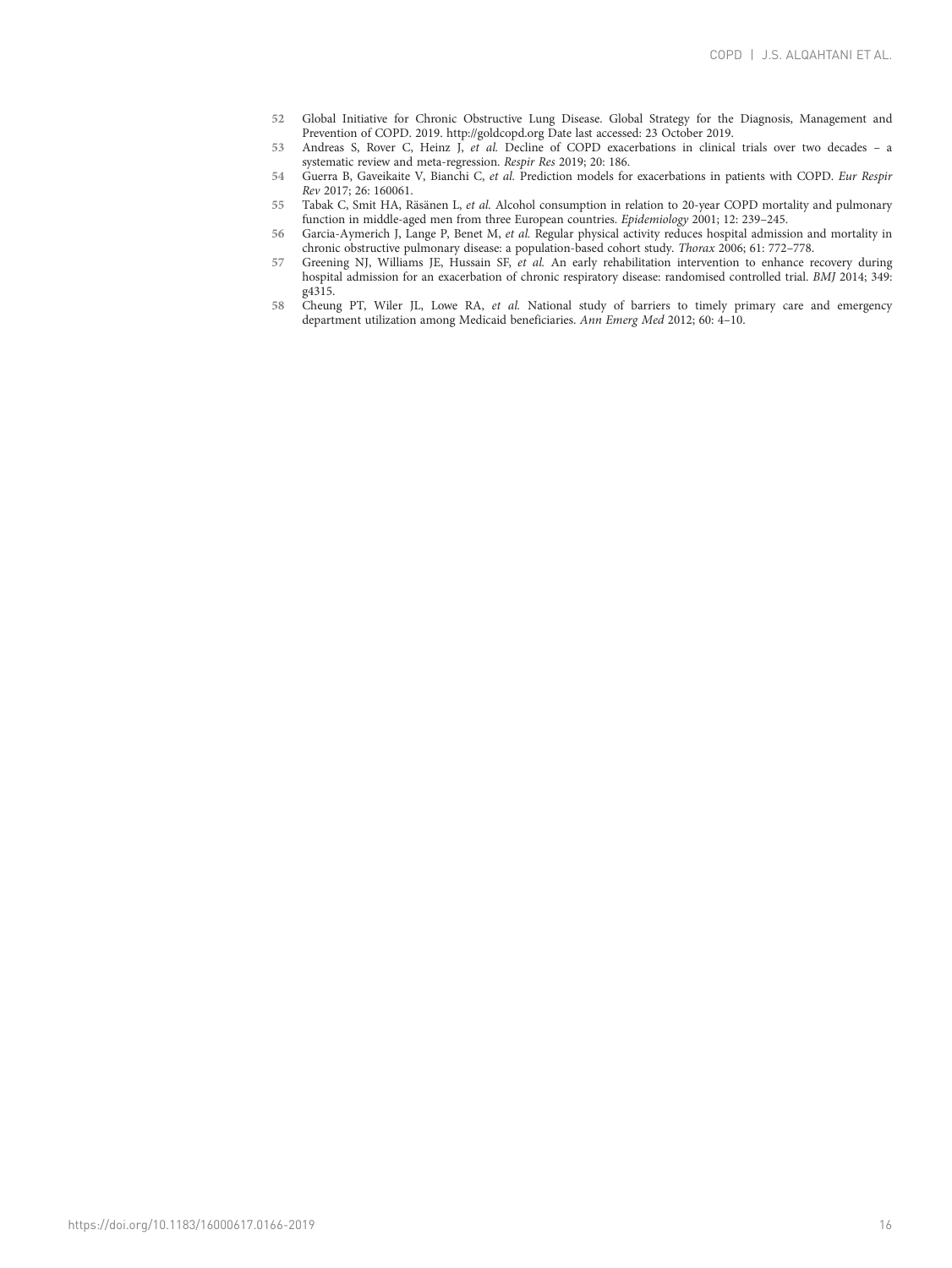52 Global Initiative for Chronic Obstructive Lung Disease. Global Strategy for the Diagnosis, Management and Prevention of COPD. 2019. http://goldcopd.org Date last accessed: 23 October 2019.

53 Andreas S, Rover C, Heinz J, *et al.* Decline of COPD exacerbations in clinical trials over two decades – a systematic review and meta-regression. *Respir Res* 2019; 20: 186.

54 Guerra B, Gaveikaite V, Bianchi C, *et al.* Prediction models for exacerbations in patients with COPD. *Eur Respir Rev* 2017; 26: 160061.

55 Tabak C, Smit HA, Räsänen L, *et al.* Alcohol consumption in relation to 20-year COPD mortality and pulmonary function in middle-aged men from three European countries. *Epidemiology* 2001; 12: 239–245.

56 Garcia-Aymerich J, Lange P, Benet M, *et al.* Regular physical activity reduces hospital admission and mortality in chronic obstructive pulmonary disease: a population-based cohort study. *Thorax* 2006; 61: 772–778.

57 Greening NJ, Williams JE, Hussain SF, *et al.* An early rehabilitation intervention to enhance recovery during hospital admission for an exacerbation of chronic respiratory disease: randomised controlled trial. *BMJ* 2014; 349: g4315.

58 Cheung PT, Wiler JL, Lowe RA, *et al.* National study of barriers to timely primary care and emergency department utilization among Medicaid beneficiaries. *Ann Emerg Med* 2012; 60: 4–10.